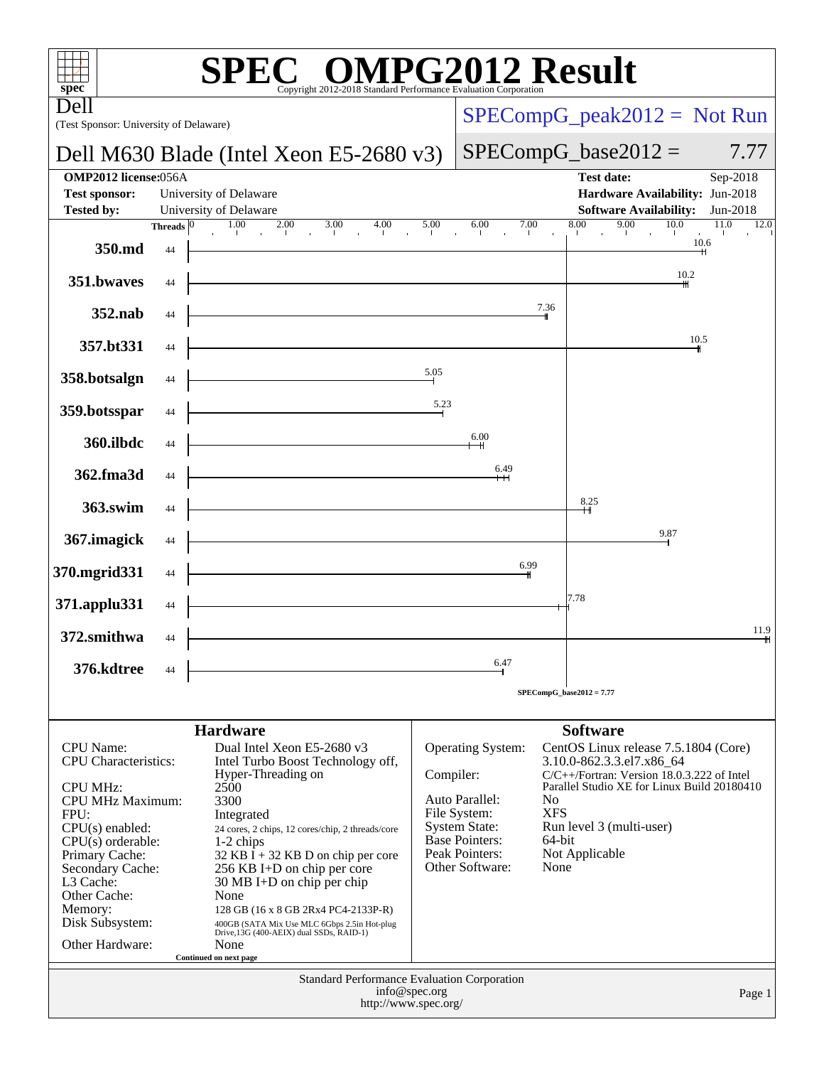# SPEC® OMPG2012 Result

Copyright 2012-2018 Standard Performance Evaluation Corporation

**Dell**

(Test Sponsor: University of Delaware)

**Dell M630 Blade (Intel Xeon E5-2680 v3)**

SPECompG_peak2012 = Not Run

SPECompG_base2012 = 7.77

| | | | |
|---|---|---|---|
| **OMP2012 license:** | 056A | **Test date:** | Sep-2018 |
| **Test sponsor:** | University of Delaware | **Hardware Availability:** | Jun-2018 |
| **Tested by:** | University of Delaware | **Software Availability:** | Jun-2018 |

| Benchmark | Threads | Base Ratio |
|---|---|---|
| 350.md | 44 | 10.6 |
| 351.bwaves | 44 | 10.2 |
| 352.nab | 44 | 7.36 |
| 357.bt331 | 44 | 10.5 |
| 358.botsalgn | 44 | 5.05 |
| 359.botsspar | 44 | 5.23 |
| 360.ilbdc | 44 | 6.00 |
| 362.fma3d | 44 | 6.49 |
| 363.swim | 44 | 8.25 |
| 367.imagick | 44 | 9.87 |
| 370.mgrid331 | 44 | 6.99 |
| 371.applu331 | 44 | 7.78 |
| 372.smithwa | 44 | 11.9 |
| 376.kdtree | 44 | 6.47 |

SPECompG_base2012 = 7.77

## Hardware

| | |
|---|---|
| CPU Name: | Dual Intel Xeon E5-2680 v3 |
| CPU Characteristics: | Intel Turbo Boost Technology off, Hyper-Threading on |
| CPU MHz: | 2500 |
| CPU MHz Maximum: | 3300 |
| FPU: | Integrated |
| CPU(s) enabled: | 24 cores, 2 chips, 12 cores/chip, 2 threads/core |
| CPU(s) orderable: | 1-2 chips |
| Primary Cache: | 32 KB I + 32 KB D on chip per core |
| Secondary Cache: | 256 KB I+D on chip per core |
| L3 Cache: | 30 MB I+D on chip per chip |
| Other Cache: | None |
| Memory: | 128 GB (16 x 8 GB 2Rx4 PC4-2133P-R) |
| Disk Subsystem: | 400GB (SATA Mix Use MLC 6Gbps 2.5in Hot-plug Drive,13G (400-AEIX) dual SSDs, RAID-1) |
| Other Hardware: | None |

Continued on next page

## Software

| | |
|---|---|
| Operating System: | CentOS Linux release 7.5.1804 (Core) 3.10.0-862.3.3.el7.x86_64 |
| Compiler: | C/C++/Fortran: Version 18.0.3.222 of Intel Parallel Studio XE for Linux Build 20180410 |
| Auto Parallel: | No |
| File System: | XFS |
| System State: | Run level 3 (multi-user) |
| Base Pointers: | 64-bit |
| Peak Pointers: | Not Applicable |
| Other Software: | None |

Standard Performance Evaluation Corporation
info@spec.org
http://www.spec.org/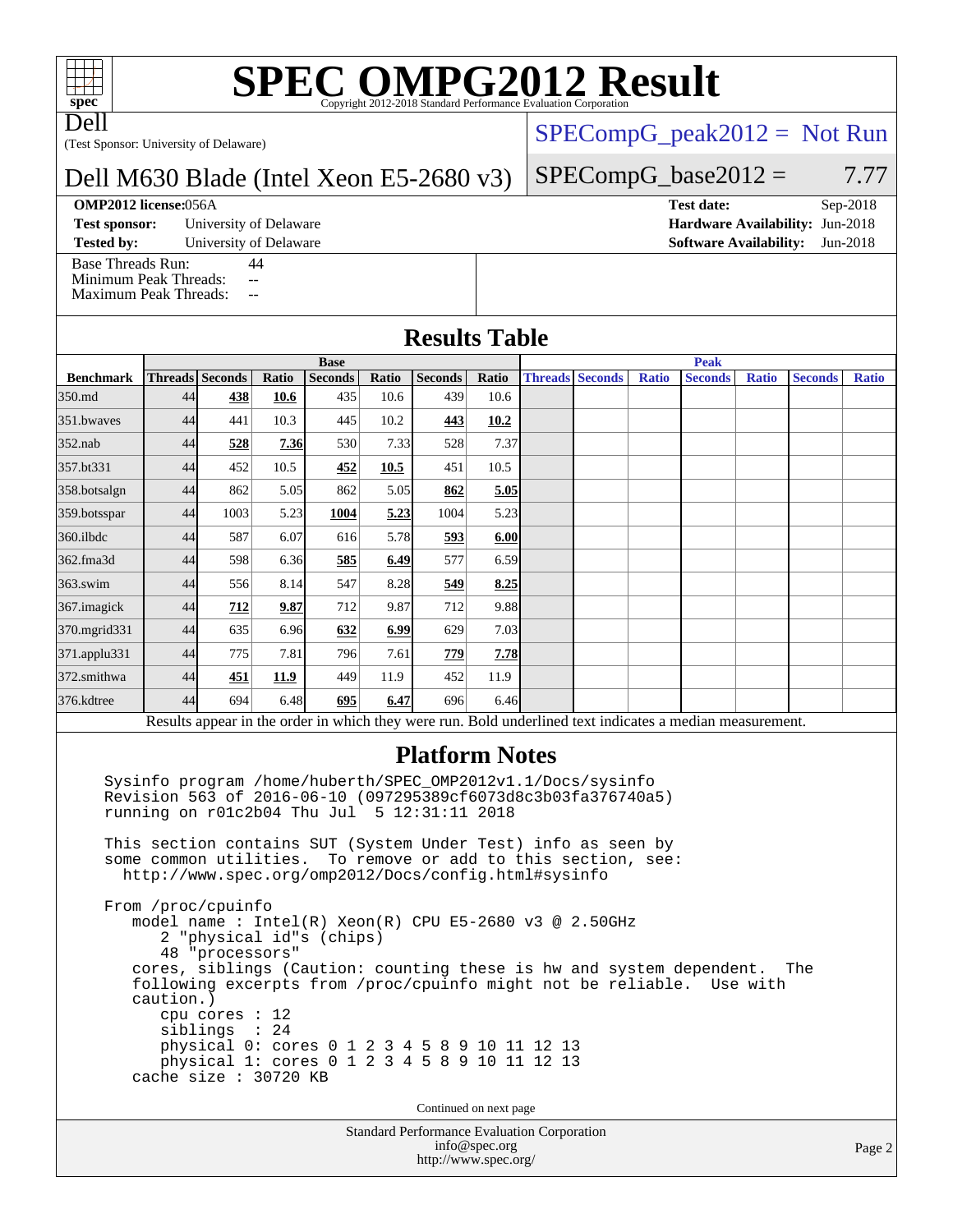# SPEC OMPG2012 Result

Copyright 2012-2018 Standard Performance Evaluation Corporation

Dell

(Test Sponsor: University of Delaware)

Dell M630 Blade (Intel Xeon E5-2680 v3)

SPECompG_peak2012 = Not Run

SPECompG_base2012 = 7.77

**OMP2012 license:** 056A

**Test sponsor:** University of Delaware

**Tested by:** University of Delaware

**Test date:** Sep-2018

**Hardware Availability:** Jun-2018

**Software Availability:** Jun-2018

Base Threads Run: 44

Minimum Peak Threads: --

Maximum Peak Threads: --

## Results Table

| Benchmark | Base | | | | | | | Peak | | | | | | |
|---|---|---|---|---|---|---|---|---|---|---|---|---|---|---|
| | Threads | Seconds | Ratio | Seconds | Ratio | Seconds | Ratio | Threads | Seconds | Ratio | Seconds | Ratio | Seconds | Ratio |
| 350.md | 44 | **438** | **10.6** | 435 | 10.6 | 439 | 10.6 | | | | | | | |
| 351.bwaves | 44 | 441 | 10.3 | 445 | 10.2 | **443** | **10.2** | | | | | | | |
| 352.nab | 44 | **528** | **7.36** | 530 | 7.33 | 528 | 7.37 | | | | | | | |
| 357.bt331 | 44 | 452 | 10.5 | **452** | **10.5** | 451 | 10.5 | | | | | | | |
| 358.botsalgn | 44 | 862 | 5.05 | 862 | 5.05 | **862** | **5.05** | | | | | | | |
| 359.botsspar | 44 | 1003 | 5.23 | **1004** | **5.23** | 1004 | 5.23 | | | | | | | |
| 360.ilbdc | 44 | 587 | 6.07 | 616 | 5.78 | **593** | **6.00** | | | | | | | |
| 362.fma3d | 44 | 598 | 6.36 | **585** | **6.49** | 577 | 6.59 | | | | | | | |
| 363.swim | 44 | 556 | 8.14 | 547 | 8.28 | **549** | **8.25** | | | | | | | |
| 367.imagick | 44 | **712** | **9.87** | 712 | 9.87 | 712 | 9.88 | | | | | | | |
| 370.mgrid331 | 44 | 635 | 6.96 | **632** | **6.99** | 629 | 7.03 | | | | | | | |
| 371.applu331 | 44 | 775 | 7.81 | 796 | 7.61 | **779** | **7.78** | | | | | | | |
| 372.smithwa | 44 | **451** | **11.9** | 449 | 11.9 | 452 | 11.9 | | | | | | | |
| 376.kdtree | 44 | 694 | 6.48 | **695** | **6.47** | 696 | 6.46 | | | | | | | |

Results appear in the order in which they were run. Bold underlined text indicates a median measurement.

## Platform Notes

```
Sysinfo program /home/huberth/SPEC_OMP2012v1.1/Docs/sysinfo
Revision 563 of 2016-06-10 (097295389cf6073d8c3b03fa376740a5)
running on r01c2b04 Thu Jul  5 12:31:11 2018

This section contains SUT (System Under Test) info as seen by
some common utilities.  To remove or add to this section, see:
  http://www.spec.org/omp2012/Docs/config.html#sysinfo

From /proc/cpuinfo
   model name : Intel(R) Xeon(R) CPU E5-2680 v3 @ 2.50GHz
      2 "physical id"s (chips)
      48 "processors"
   cores, siblings (Caution: counting these is hw and system dependent.  The
   following excerpts from /proc/cpuinfo might not be reliable.  Use with
   caution.)
      cpu cores : 12
      siblings  : 24
      physical 0: cores 0 1 2 3 4 5 8 9 10 11 12 13
      physical 1: cores 0 1 2 3 4 5 8 9 10 11 12 13
   cache size : 30720 KB
```

Continued on next page

Standard Performance Evaluation Corporation
info@spec.org
http://www.spec.org/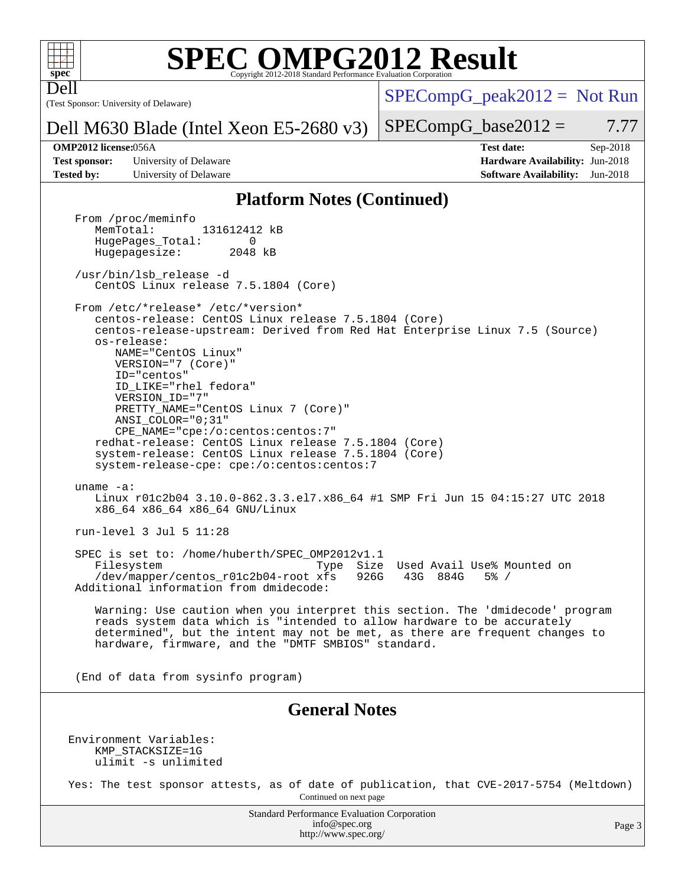## Platform Notes (Continued)

```
From /proc/meminfo
   MemTotal:       131612412 kB
   HugePages_Total:       0
   Hugepagesize:       2048 kB

/usr/bin/lsb_release -d
   CentOS Linux release 7.5.1804 (Core)

From /etc/*release* /etc/*version*
   centos-release: CentOS Linux release 7.5.1804 (Core)
   centos-release-upstream: Derived from Red Hat Enterprise Linux 7.5 (Source)
   os-release:
      NAME="CentOS Linux"
      VERSION="7 (Core)"
      ID="centos"
      ID_LIKE="rhel fedora"
      VERSION_ID="7"
      PRETTY_NAME="CentOS Linux 7 (Core)"
      ANSI_COLOR="0;31"
      CPE_NAME="cpe:/o:centos:centos:7"
   redhat-release: CentOS Linux release 7.5.1804 (Core)
   system-release: CentOS Linux release 7.5.1804 (Core)
   system-release-cpe: cpe:/o:centos:centos:7

uname -a:
   Linux r01c2b04 3.10.0-862.3.3.el7.x86_64 #1 SMP Fri Jun 15 04:15:27 UTC 2018
   x86_64 x86_64 x86_64 GNU/Linux

run-level 3 Jul 5 11:28

SPEC is set to: /home/huberth/SPEC_OMP2012v1.1
   Filesystem                        Type  Size  Used Avail Use% Mounted on
   /dev/mapper/centos_r01c2b04-root xfs   926G   43G  884G   5% /
Additional information from dmidecode:

   Warning: Use caution when you interpret this section. The 'dmidecode' program
   reads system data which is "intended to allow hardware to be accurately
   determined", but the intent may not be met, as there are frequent changes to
   hardware, firmware, and the "DMTF SMBIOS" standard.


(End of data from sysinfo program)
```

## General Notes

```
Environment Variables:
    KMP_STACKSIZE=1G
    ulimit -s unlimited

Yes: The test sponsor attests, as of date of publication, that CVE-2017-5754 (Meltdown)
```

Continued on next page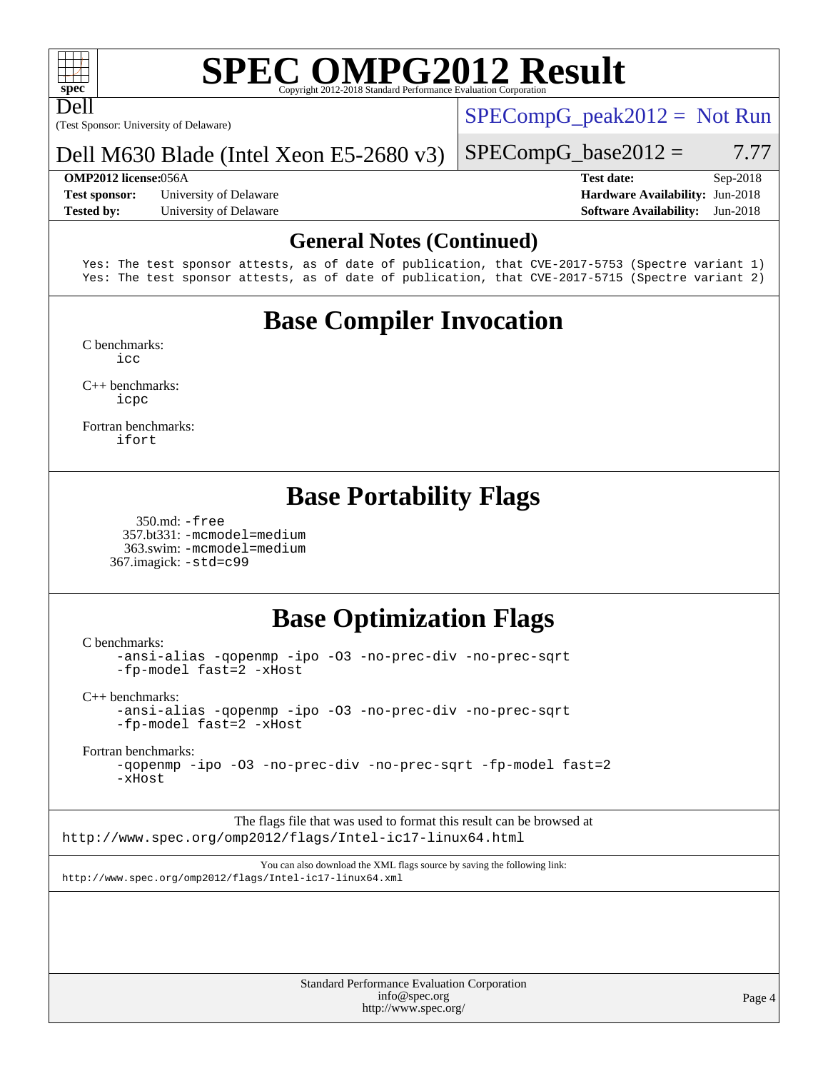## General Notes (Continued)

```
Yes: The test sponsor attests, as of date of publication, that CVE-2017-5753 (Spectre variant 1)
Yes: The test sponsor attests, as of date of publication, that CVE-2017-5715 (Spectre variant 2)
```

## Base Compiler Invocation

C benchmarks:
    icc

C++ benchmarks:
    icpc

Fortran benchmarks:
    ifort

## Base Portability Flags

350.md: -free
357.bt331: -mcmodel=medium
363.swim: -mcmodel=medium
367.imagick: -std=c99

## Base Optimization Flags

C benchmarks:
    -ansi-alias -qopenmp -ipo -O3 -no-prec-div -no-prec-sqrt -fp-model fast=2 -xHost

C++ benchmarks:
    -ansi-alias -qopenmp -ipo -O3 -no-prec-div -no-prec-sqrt -fp-model fast=2 -xHost

Fortran benchmarks:
    -qopenmp -ipo -O3 -no-prec-div -no-prec-sqrt -fp-model fast=2 -xHost

The flags file that was used to format this result can be browsed at
http://www.spec.org/omp2012/flags/Intel-ic17-linux64.html

You can also download the XML flags source by saving the following link:
http://www.spec.org/omp2012/flags/Intel-ic17-linux64.xml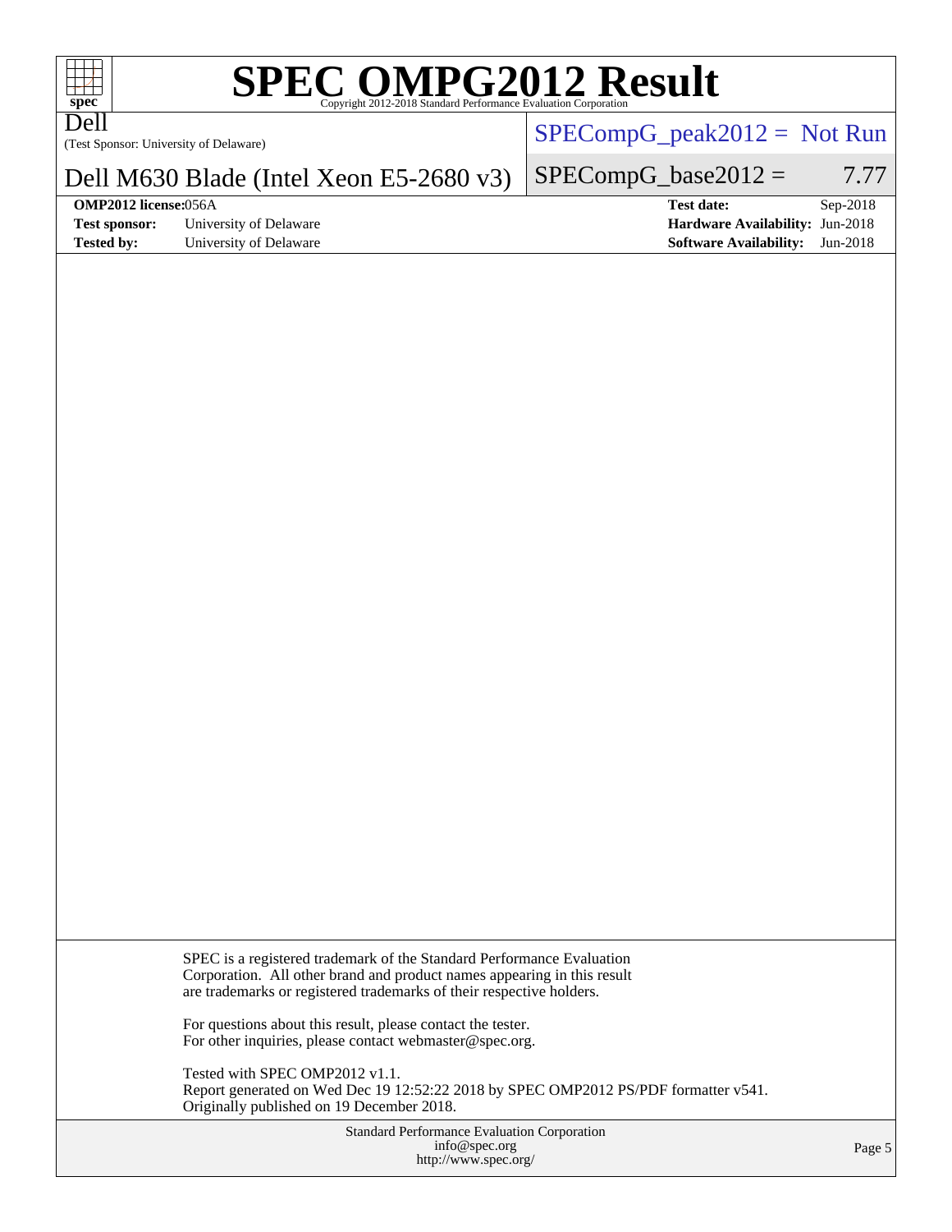SPEC is a registered trademark of the Standard Performance Evaluation Corporation. All other brand and product names appearing in this result are trademarks or registered trademarks of their respective holders.

For questions about this result, please contact the tester.
For other inquiries, please contact webmaster@spec.org.

Tested with SPEC OMP2012 v1.1.
Report generated on Wed Dec 19 12:52:22 2018 by SPEC OMP2012 PS/PDF formatter v541.
Originally published on 19 December 2018.